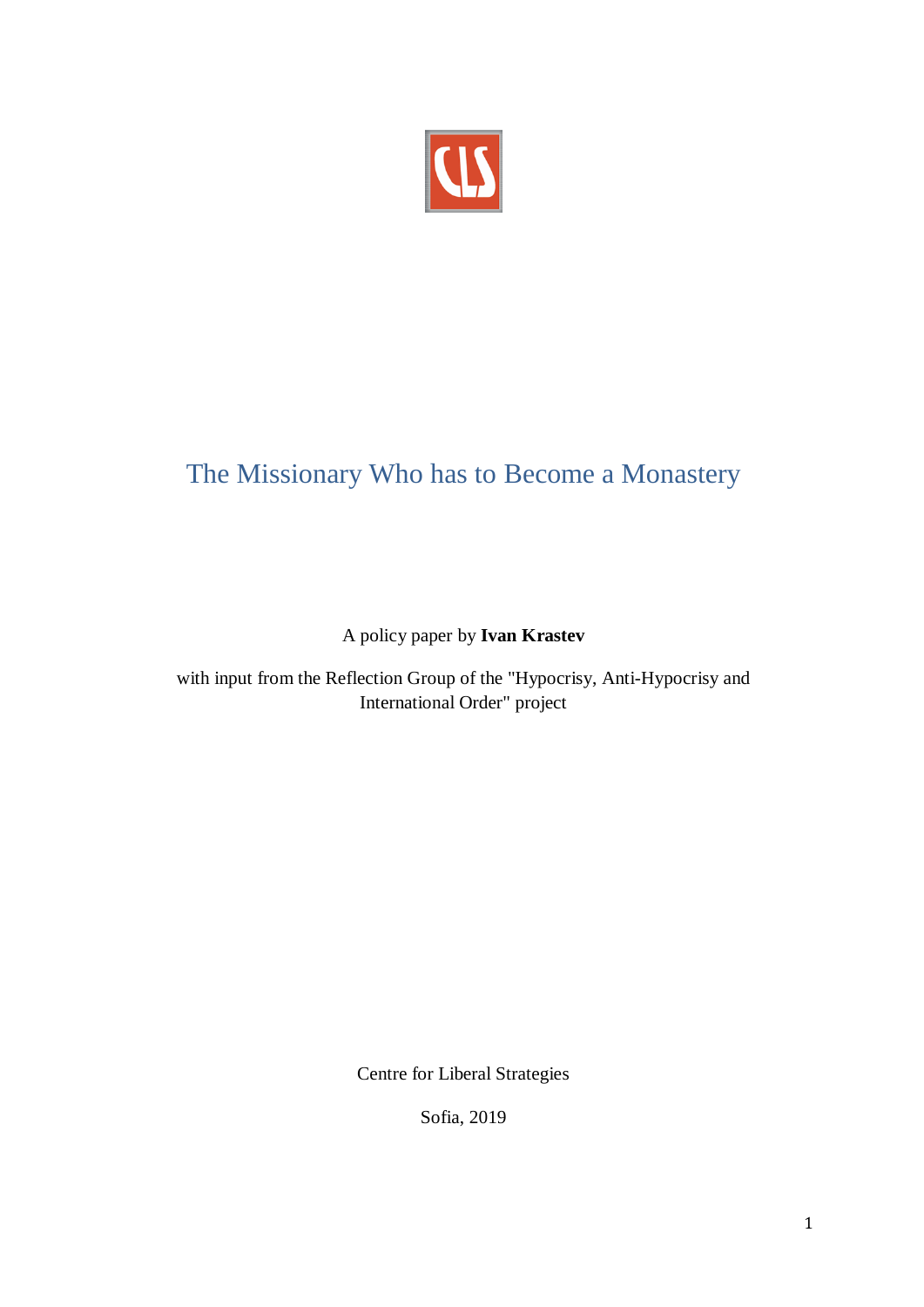# The Missionary Who has to Become a Monastery

A policy paper by **Ivan Krastev**

with input from the Reflection Group of the "Hypocrisy, Anti-Hypocrisy and International Order" project

Centre for Liberal Strategies

Sofia, 2019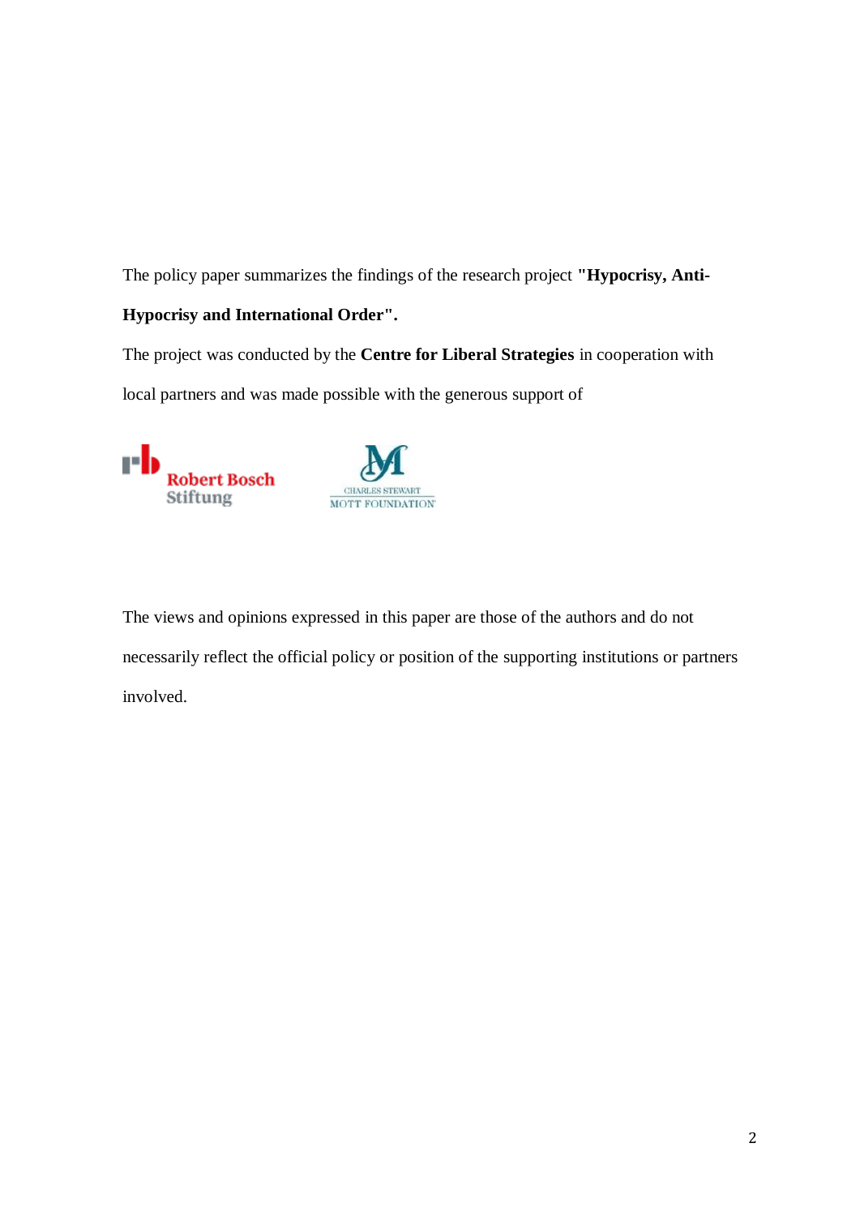The policy paper summarizes the findings of the research project **"Hypocrisy, Anti-Hypocrisy and International Order".**

The project was conducted by the **Centre for Liberal Strategies** in cooperation with local partners and was made possible with the generous support of

The views and opinions expressed in this paper are those of the authors and do not necessarily reflect the official policy or position of the supporting institutions or partners involved.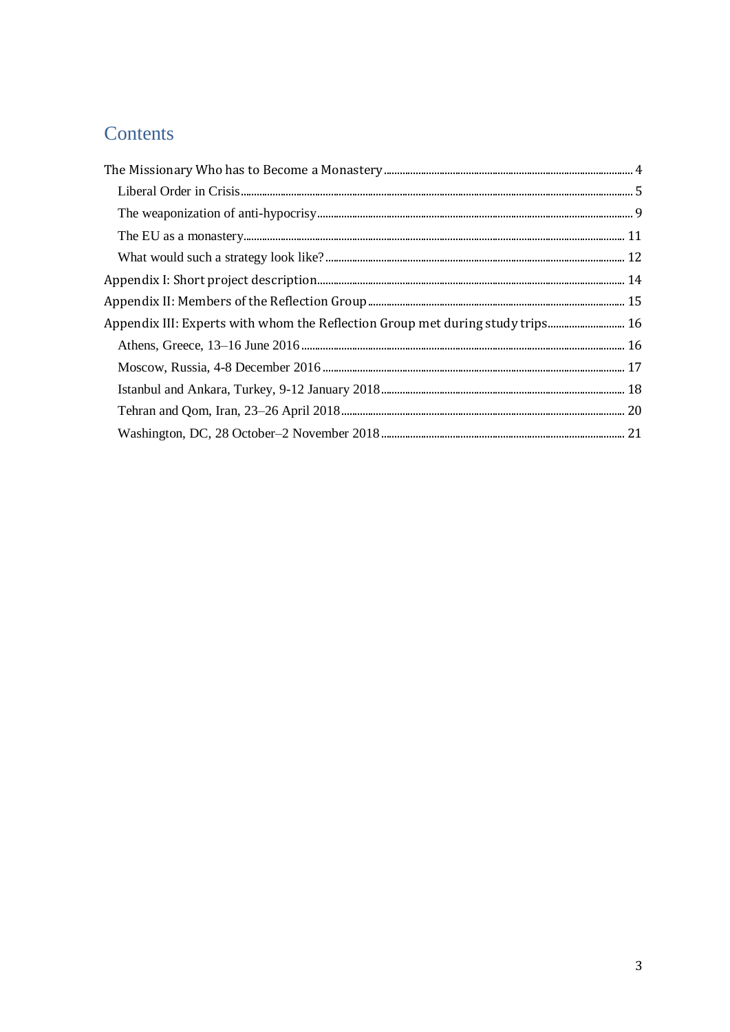# Contents

- The Missionary Who has to Become a Monastery ........ 4
  - Liberal Order in Crisis ........ 5
  - The weaponization of anti-hypocrisy ........ 9
  - The EU as a monastery ........ 11
  - What would such a strategy look like? ........ 12
- Appendix I: Short project description ........ 14
- Appendix II: Members of the Reflection Group ........ 15
- Appendix III: Experts with whom the Reflection Group met during study trips ........ 16
  - Athens, Greece, 13–16 June 2016 ........ 16
  - Moscow, Russia, 4-8 December 2016 ........ 17
  - Istanbul and Ankara, Turkey, 9-12 January 2018 ........ 18
  - Tehran and Qom, Iran, 23–26 April 2018 ........ 20
  - Washington, DC, 28 October–2 November 2018 ........ 21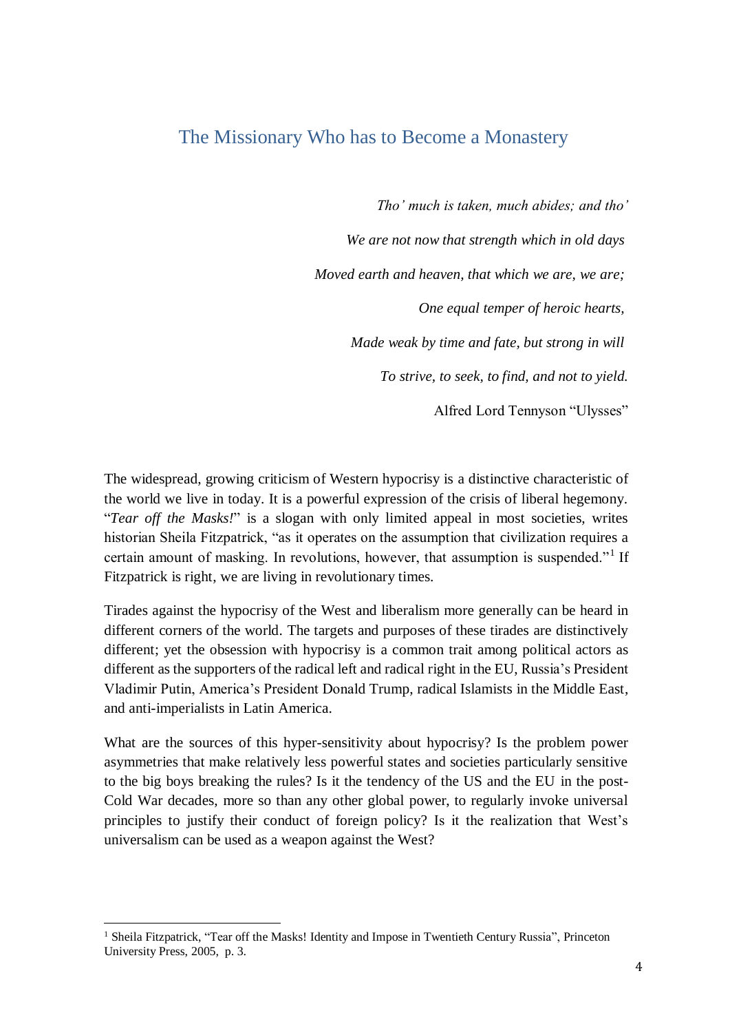## The Missionary Who has to Become a Monastery

> *Tho' much is taken, much abides; and tho'*
>
> *We are not now that strength which in old days*
>
> *Moved earth and heaven, that which we are, we are;*
>
> *One equal temper of heroic hearts,*
>
> *Made weak by time and fate, but strong in will*
>
> *To strive, to seek, to find, and not to yield.*
>
> Alfred Lord Tennyson "Ulysses"

The widespread, growing criticism of Western hypocrisy is a distinctive characteristic of the world we live in today. It is a powerful expression of the crisis of liberal hegemony. "*Tear off the Masks!*" is a slogan with only limited appeal in most societies, writes historian Sheila Fitzpatrick, "as it operates on the assumption that civilization requires a certain amount of masking. In revolutions, however, that assumption is suspended."[1] If Fitzpatrick is right, we are living in revolutionary times.

Tirades against the hypocrisy of the West and liberalism more generally can be heard in different corners of the world. The targets and purposes of these tirades are distinctively different; yet the obsession with hypocrisy is a common trait among political actors as different as the supporters of the radical left and radical right in the EU, Russia's President Vladimir Putin, America's President Donald Trump, radical Islamists in the Middle East, and anti-imperialists in Latin America.

What are the sources of this hyper-sensitivity about hypocrisy? Is the problem power asymmetries that make relatively less powerful states and societies particularly sensitive to the big boys breaking the rules? Is it the tendency of the US and the EU in the post-Cold War decades, more so than any other global power, to regularly invoke universal principles to justify their conduct of foreign policy? Is it the realization that West's universalism can be used as a weapon against the West?

---

[1] Sheila Fitzpatrick, "Tear off the Masks! Identity and Impose in Twentieth Century Russia", Princeton University Press, 2005, p. 3.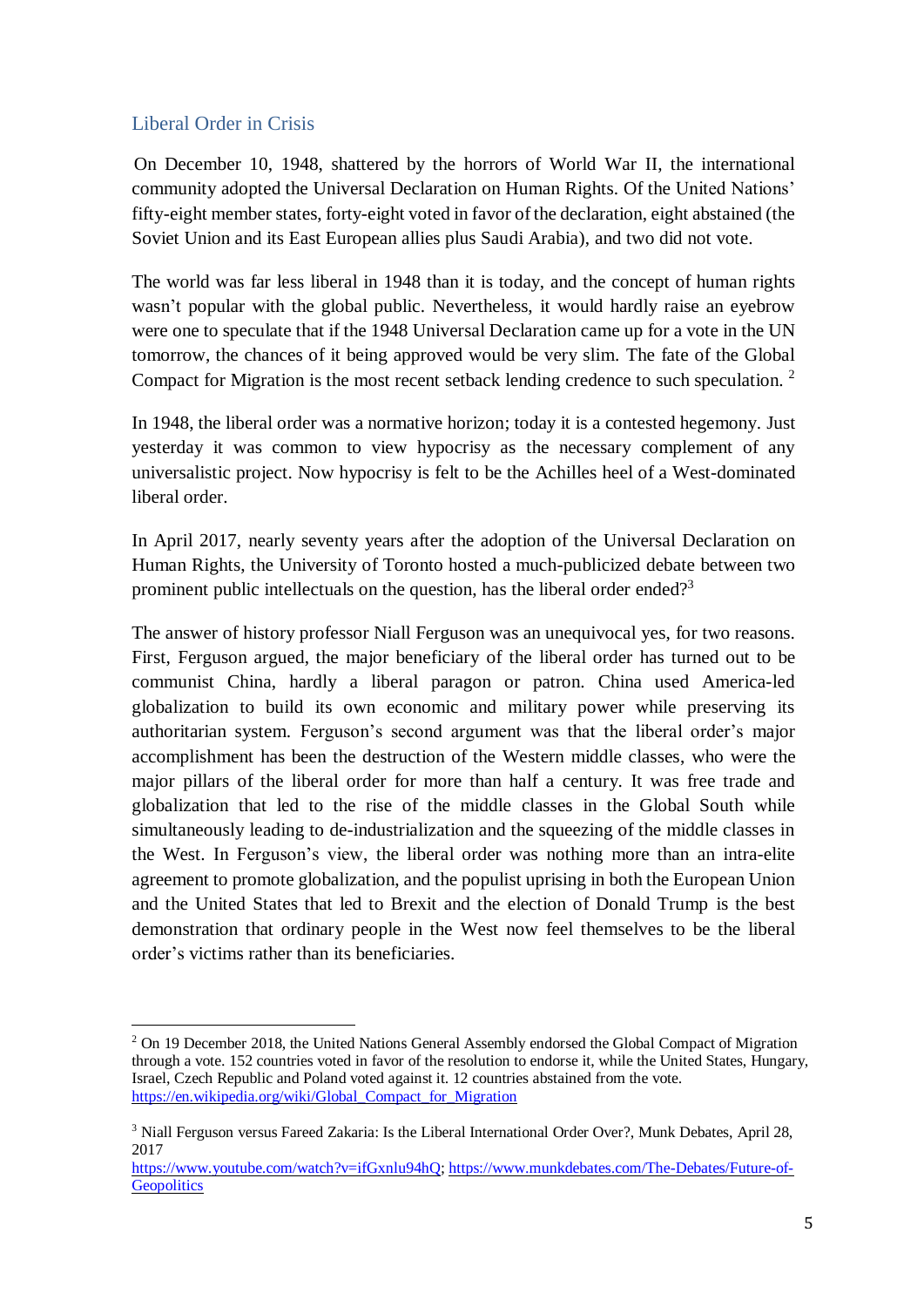## Liberal Order in Crisis

On December 10, 1948, shattered by the horrors of World War II, the international community adopted the Universal Declaration on Human Rights. Of the United Nations' fifty-eight member states, forty-eight voted in favor of the declaration, eight abstained (the Soviet Union and its East European allies plus Saudi Arabia), and two did not vote.

The world was far less liberal in 1948 than it is today, and the concept of human rights wasn't popular with the global public. Nevertheless, it would hardly raise an eyebrow were one to speculate that if the 1948 Universal Declaration came up for a vote in the UN tomorrow, the chances of it being approved would be very slim. The fate of the Global Compact for Migration is the most recent setback lending credence to such speculation. [2]

In 1948, the liberal order was a normative horizon; today it is a contested hegemony. Just yesterday it was common to view hypocrisy as the necessary complement of any universalistic project. Now hypocrisy is felt to be the Achilles heel of a West-dominated liberal order.

In April 2017, nearly seventy years after the adoption of the Universal Declaration on Human Rights, the University of Toronto hosted a much-publicized debate between two prominent public intellectuals on the question, has the liberal order ended?[3]

The answer of history professor Niall Ferguson was an unequivocal yes, for two reasons. First, Ferguson argued, the major beneficiary of the liberal order has turned out to be communist China, hardly a liberal paragon or patron. China used America-led globalization to build its own economic and military power while preserving its authoritarian system. Ferguson's second argument was that the liberal order's major accomplishment has been the destruction of the Western middle classes, who were the major pillars of the liberal order for more than half a century. It was free trade and globalization that led to the rise of the middle classes in the Global South while simultaneously leading to de-industrialization and the squeezing of the middle classes in the West. In Ferguson's view, the liberal order was nothing more than an intra-elite agreement to promote globalization, and the populist uprising in both the European Union and the United States that led to Brexit and the election of Donald Trump is the best demonstration that ordinary people in the West now feel themselves to be the liberal order's victims rather than its beneficiaries.

---

[2] On 19 December 2018, the United Nations General Assembly endorsed the Global Compact of Migration through a vote. 152 countries voted in favor of the resolution to endorse it, while the United States, Hungary, Israel, Czech Republic and Poland voted against it. 12 countries abstained from the vote. https://en.wikipedia.org/wiki/Global_Compact_for_Migration

[3] Niall Ferguson versus Fareed Zakaria: Is the Liberal International Order Over?, Munk Debates, April 28, 2017 https://www.youtube.com/watch?v=ifGxnlu94hQ; https://www.munkdebates.com/The-Debates/Future-of-Geopolitics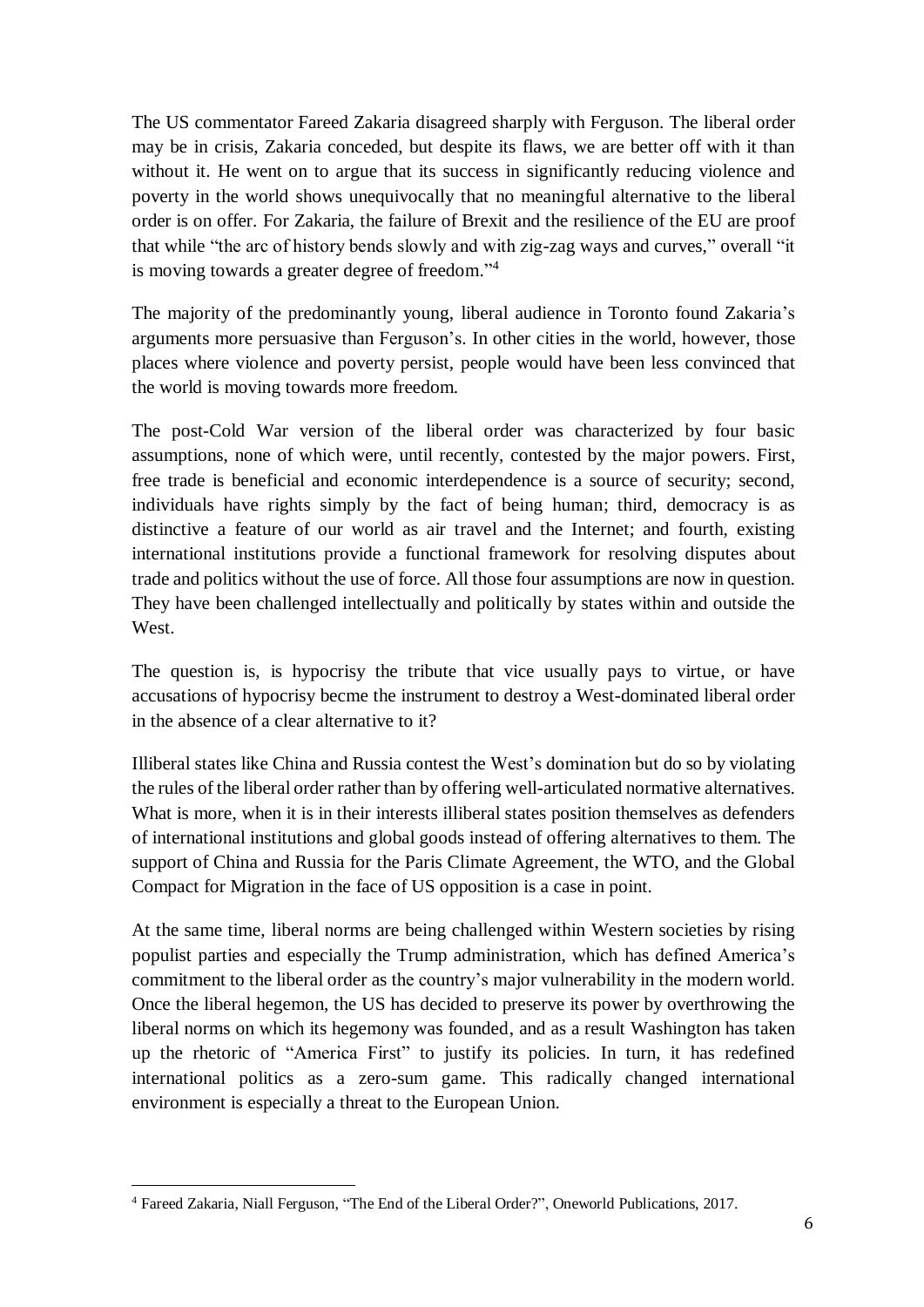The US commentator Fareed Zakaria disagreed sharply with Ferguson. The liberal order may be in crisis, Zakaria conceded, but despite its flaws, we are better off with it than without it. He went on to argue that its success in significantly reducing violence and poverty in the world shows unequivocally that no meaningful alternative to the liberal order is on offer. For Zakaria, the failure of Brexit and the resilience of the EU are proof that while "the arc of history bends slowly and with zig-zag ways and curves," overall "it is moving towards a greater degree of freedom."[4]

The majority of the predominantly young, liberal audience in Toronto found Zakaria's arguments more persuasive than Ferguson's. In other cities in the world, however, those places where violence and poverty persist, people would have been less convinced that the world is moving towards more freedom.

The post-Cold War version of the liberal order was characterized by four basic assumptions, none of which were, until recently, contested by the major powers. First, free trade is beneficial and economic interdependence is a source of security; second, individuals have rights simply by the fact of being human; third, democracy is as distinctive a feature of our world as air travel and the Internet; and fourth, existing international institutions provide a functional framework for resolving disputes about trade and politics without the use of force. All those four assumptions are now in question. They have been challenged intellectually and politically by states within and outside the West.

The question is, is hypocrisy the tribute that vice usually pays to virtue, or have accusations of hypocrisy becme the instrument to destroy a West-dominated liberal order in the absence of a clear alternative to it?

Illiberal states like China and Russia contest the West's domination but do so by violating the rules of the liberal order rather than by offering well-articulated normative alternatives. What is more, when it is in their interests illiberal states position themselves as defenders of international institutions and global goods instead of offering alternatives to them. The support of China and Russia for the Paris Climate Agreement, the WTO, and the Global Compact for Migration in the face of US opposition is a case in point.

At the same time, liberal norms are being challenged within Western societies by rising populist parties and especially the Trump administration, which has defined America's commitment to the liberal order as the country's major vulnerability in the modern world. Once the liberal hegemon, the US has decided to preserve its power by overthrowing the liberal norms on which its hegemony was founded, and as a result Washington has taken up the rhetoric of "America First" to justify its policies. In turn, it has redefined international politics as a zero-sum game. This radically changed international environment is especially a threat to the European Union.

[4] Fareed Zakaria, Niall Ferguson, "The End of the Liberal Order?", Oneworld Publications, 2017.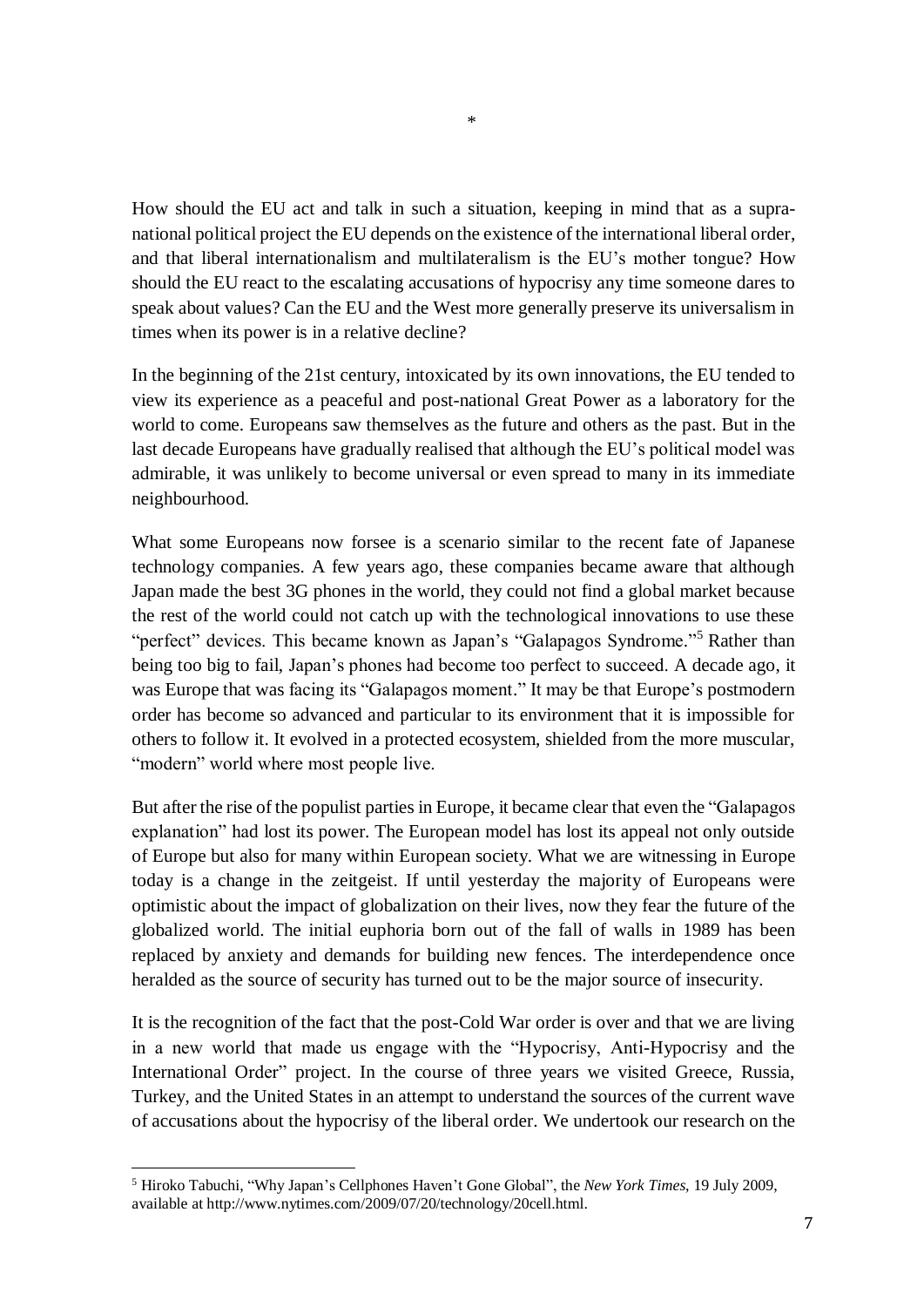*

How should the EU act and talk in such a situation, keeping in mind that as a supra-national political project the EU depends on the existence of the international liberal order, and that liberal internationalism and multilateralism is the EU's mother tongue? How should the EU react to the escalating accusations of hypocrisy any time someone dares to speak about values? Can the EU and the West more generally preserve its universalism in times when its power is in a relative decline?

In the beginning of the 21st century, intoxicated by its own innovations, the EU tended to view its experience as a peaceful and post-national Great Power as a laboratory for the world to come. Europeans saw themselves as the future and others as the past. But in the last decade Europeans have gradually realised that although the EU's political model was admirable, it was unlikely to become universal or even spread to many in its immediate neighbourhood.

What some Europeans now forsee is a scenario similar to the recent fate of Japanese technology companies. A few years ago, these companies became aware that although Japan made the best 3G phones in the world, they could not find a global market because the rest of the world could not catch up with the technological innovations to use these "perfect" devices. This became known as Japan's "Galapagos Syndrome."[5] Rather than being too big to fail, Japan's phones had become too perfect to succeed. A decade ago, it was Europe that was facing its "Galapagos moment." It may be that Europe's postmodern order has become so advanced and particular to its environment that it is impossible for others to follow it. It evolved in a protected ecosystem, shielded from the more muscular, "modern" world where most people live.

But after the rise of the populist parties in Europe, it became clear that even the "Galapagos explanation" had lost its power. The European model has lost its appeal not only outside of Europe but also for many within European society. What we are witnessing in Europe today is a change in the zeitgeist. If until yesterday the majority of Europeans were optimistic about the impact of globalization on their lives, now they fear the future of the globalized world. The initial euphoria born out of the fall of walls in 1989 has been replaced by anxiety and demands for building new fences. The interdependence once heralded as the source of security has turned out to be the major source of insecurity.

It is the recognition of the fact that the post-Cold War order is over and that we are living in a new world that made us engage with the "Hypocrisy, Anti-Hypocrisy and the International Order" project. In the course of three years we visited Greece, Russia, Turkey, and the United States in an attempt to understand the sources of the current wave of accusations about the hypocrisy of the liberal order. We undertook our research on the

---

[5] Hiroko Tabuchi, "Why Japan's Cellphones Haven't Gone Global", the *New York Times*, 19 July 2009, available at http://www.nytimes.com/2009/07/20/technology/20cell.html.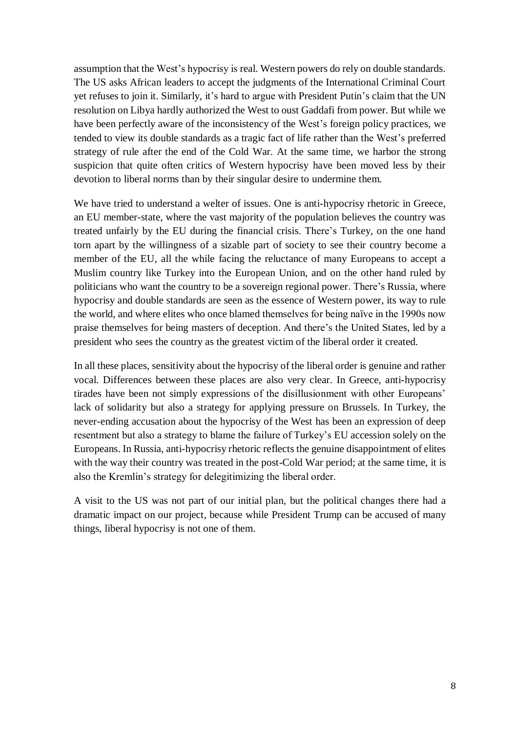assumption that the West's hypocrisy is real. Western powers do rely on double standards. The US asks African leaders to accept the judgments of the International Criminal Court yet refuses to join it. Similarly, it's hard to argue with President Putin's claim that the UN resolution on Libya hardly authorized the West to oust Gaddafi from power. But while we have been perfectly aware of the inconsistency of the West's foreign policy practices, we tended to view its double standards as a tragic fact of life rather than the West's preferred strategy of rule after the end of the Cold War. At the same time, we harbor the strong suspicion that quite often critics of Western hypocrisy have been moved less by their devotion to liberal norms than by their singular desire to undermine them.

We have tried to understand a welter of issues. One is anti-hypocrisy rhetoric in Greece, an EU member-state, where the vast majority of the population believes the country was treated unfairly by the EU during the financial crisis. There's Turkey, on the one hand torn apart by the willingness of a sizable part of society to see their country become a member of the EU, all the while facing the reluctance of many Europeans to accept a Muslim country like Turkey into the European Union, and on the other hand ruled by politicians who want the country to be a sovereign regional power. There's Russia, where hypocrisy and double standards are seen as the essence of Western power, its way to rule the world, and where elites who once blamed themselves for being naïve in the 1990s now praise themselves for being masters of deception. And there's the United States, led by a president who sees the country as the greatest victim of the liberal order it created.

In all these places, sensitivity about the hypocrisy of the liberal order is genuine and rather vocal. Differences between these places are also very clear. In Greece, anti-hypocrisy tirades have been not simply expressions of the disillusionment with other Europeans' lack of solidarity but also a strategy for applying pressure on Brussels. In Turkey, the never-ending accusation about the hypocrisy of the West has been an expression of deep resentment but also a strategy to blame the failure of Turkey's EU accession solely on the Europeans. In Russia, anti-hypocrisy rhetoric reflects the genuine disappointment of elites with the way their country was treated in the post-Cold War period; at the same time, it is also the Kremlin's strategy for delegitimizing the liberal order.

A visit to the US was not part of our initial plan, but the political changes there had a dramatic impact on our project, because while President Trump can be accused of many things, liberal hypocrisy is not one of them.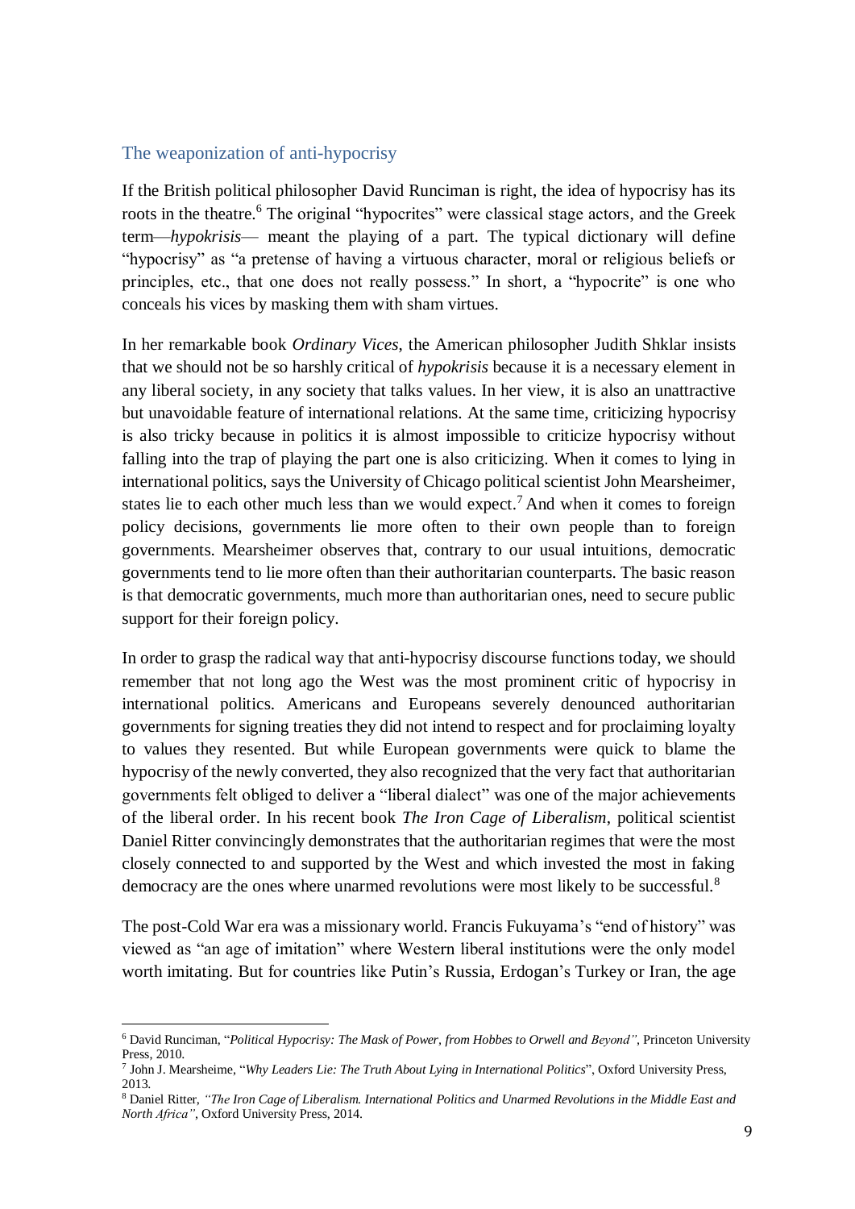## The weaponization of anti-hypocrisy

If the British political philosopher David Runciman is right, the idea of hypocrisy has its roots in the theatre.[6] The original "hypocrites" were classical stage actors, and the Greek term—*hypokrisis*— meant the playing of a part. The typical dictionary will define "hypocrisy" as "a pretense of having a virtuous character, moral or religious beliefs or principles, etc., that one does not really possess." In short, a "hypocrite" is one who conceals his vices by masking them with sham virtues.

In her remarkable book *Ordinary Vices*, the American philosopher Judith Shklar insists that we should not be so harshly critical of *hypokrisis* because it is a necessary element in any liberal society, in any society that talks values. In her view, it is also an unattractive but unavoidable feature of international relations. At the same time, criticizing hypocrisy is also tricky because in politics it is almost impossible to criticize hypocrisy without falling into the trap of playing the part one is also criticizing. When it comes to lying in international politics, says the University of Chicago political scientist John Mearsheimer, states lie to each other much less than we would expect.[7] And when it comes to foreign policy decisions, governments lie more often to their own people than to foreign governments. Mearsheimer observes that, contrary to our usual intuitions, democratic governments tend to lie more often than their authoritarian counterparts. The basic reason is that democratic governments, much more than authoritarian ones, need to secure public support for their foreign policy.

In order to grasp the radical way that anti-hypocrisy discourse functions today, we should remember that not long ago the West was the most prominent critic of hypocrisy in international politics. Americans and Europeans severely denounced authoritarian governments for signing treaties they did not intend to respect and for proclaiming loyalty to values they resented. But while European governments were quick to blame the hypocrisy of the newly converted, they also recognized that the very fact that authoritarian governments felt obliged to deliver a "liberal dialect" was one of the major achievements of the liberal order. In his recent book *The Iron Cage of Liberalism*, political scientist Daniel Ritter convincingly demonstrates that the authoritarian regimes that were the most closely connected to and supported by the West and which invested the most in faking democracy are the ones where unarmed revolutions were most likely to be successful.[8]

The post-Cold War era was a missionary world. Francis Fukuyama's "end of history" was viewed as "an age of imitation" where Western liberal institutions were the only model worth imitating. But for countries like Putin's Russia, Erdogan's Turkey or Iran, the age

---

[6] David Runciman, "*Political Hypocrisy: The Mask of Power, from Hobbes to Orwell and Beyond"*, Princeton University Press, 2010.

[7] John J. Mearsheime, "*Why Leaders Lie: The Truth About Lying in International Politics*", Oxford University Press, 2013.

[8] Daniel Ritter, *"The Iron Cage of Liberalism. International Politics and Unarmed Revolutions in the Middle East and North Africa"*, Oxford University Press, 2014.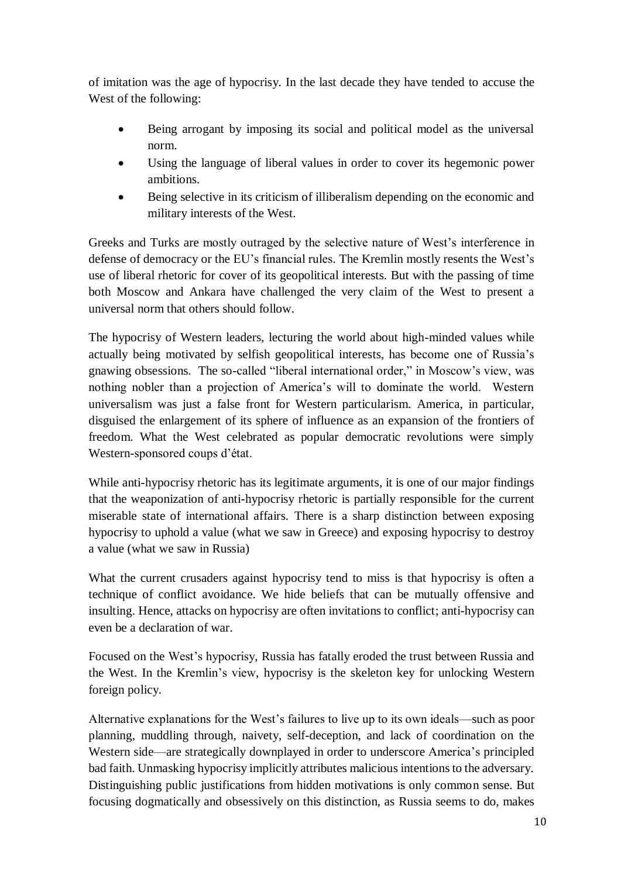of imitation was the age of hypocrisy. In the last decade they have tended to accuse the West of the following:

- Being arrogant by imposing its social and political model as the universal norm.
- Using the language of liberal values in order to cover its hegemonic power ambitions.
- Being selective in its criticism of illiberalism depending on the economic and military interests of the West.

Greeks and Turks are mostly outraged by the selective nature of West's interference in defense of democracy or the EU's financial rules. The Kremlin mostly resents the West's use of liberal rhetoric for cover of its geopolitical interests. But with the passing of time both Moscow and Ankara have challenged the very claim of the West to present a universal norm that others should follow.

The hypocrisy of Western leaders, lecturing the world about high-minded values while actually being motivated by selfish geopolitical interests, has become one of Russia's gnawing obsessions. The so-called "liberal international order," in Moscow's view, was nothing nobler than a projection of America's will to dominate the world. Western universalism was just a false front for Western particularism. America, in particular, disguised the enlargement of its sphere of influence as an expansion of the frontiers of freedom. What the West celebrated as popular democratic revolutions were simply Western-sponsored coups d'état.

While anti-hypocrisy rhetoric has its legitimate arguments, it is one of our major findings that the weaponization of anti-hypocrisy rhetoric is partially responsible for the current miserable state of international affairs. There is a sharp distinction between exposing hypocrisy to uphold a value (what we saw in Greece) and exposing hypocrisy to destroy a value (what we saw in Russia)

What the current crusaders against hypocrisy tend to miss is that hypocrisy is often a technique of conflict avoidance. We hide beliefs that can be mutually offensive and insulting. Hence, attacks on hypocrisy are often invitations to conflict; anti-hypocrisy can even be a declaration of war.

Focused on the West's hypocrisy, Russia has fatally eroded the trust between Russia and the West. In the Kremlin's view, hypocrisy is the skeleton key for unlocking Western foreign policy.

Alternative explanations for the West's failures to live up to its own ideals—such as poor planning, muddling through, naivety, self-deception, and lack of coordination on the Western side—are strategically downplayed in order to underscore America's principled bad faith. Unmasking hypocrisy implicitly attributes malicious intentions to the adversary. Distinguishing public justifications from hidden motivations is only common sense. But focusing dogmatically and obsessively on this distinction, as Russia seems to do, makes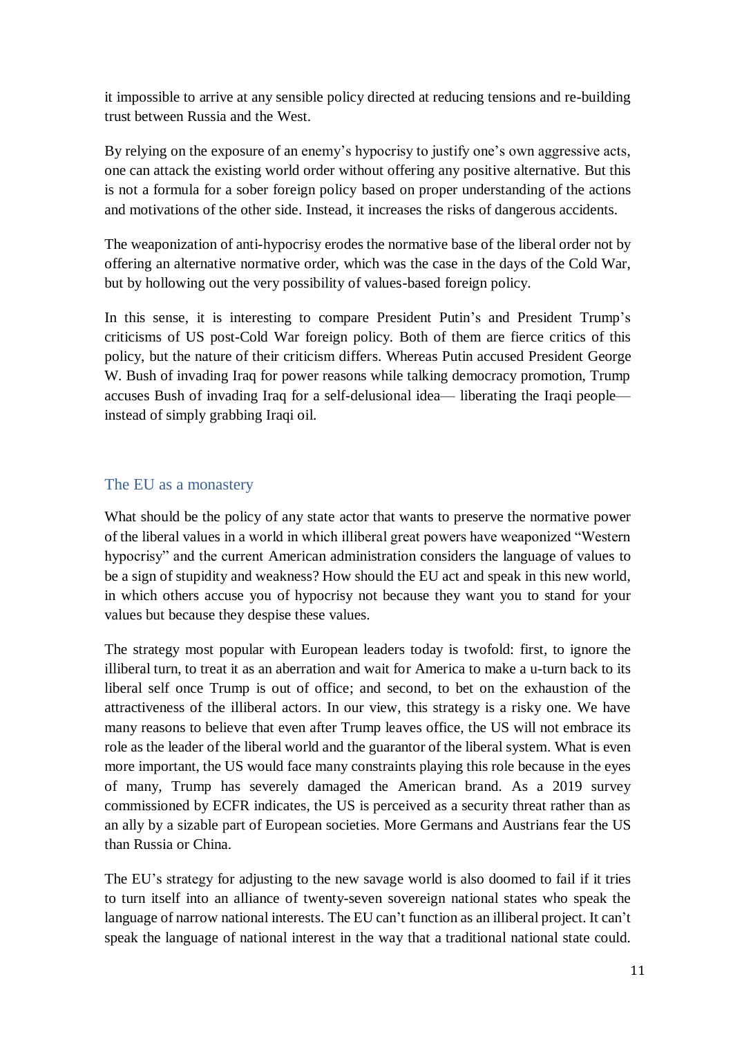it impossible to arrive at any sensible policy directed at reducing tensions and re-building trust between Russia and the West.

By relying on the exposure of an enemy's hypocrisy to justify one's own aggressive acts, one can attack the existing world order without offering any positive alternative. But this is not a formula for a sober foreign policy based on proper understanding of the actions and motivations of the other side. Instead, it increases the risks of dangerous accidents.

The weaponization of anti-hypocrisy erodes the normative base of the liberal order not by offering an alternative normative order, which was the case in the days of the Cold War, but by hollowing out the very possibility of values-based foreign policy.

In this sense, it is interesting to compare President Putin's and President Trump's criticisms of US post-Cold War foreign policy. Both of them are fierce critics of this policy, but the nature of their criticism differs. Whereas Putin accused President George W. Bush of invading Iraq for power reasons while talking democracy promotion, Trump accuses Bush of invading Iraq for a self-delusional idea— liberating the Iraqi people— instead of simply grabbing Iraqi oil.

## The EU as a monastery

What should be the policy of any state actor that wants to preserve the normative power of the liberal values in a world in which illiberal great powers have weaponized "Western hypocrisy" and the current American administration considers the language of values to be a sign of stupidity and weakness? How should the EU act and speak in this new world, in which others accuse you of hypocrisy not because they want you to stand for your values but because they despise these values.

The strategy most popular with European leaders today is twofold: first, to ignore the illiberal turn, to treat it as an aberration and wait for America to make a u-turn back to its liberal self once Trump is out of office; and second, to bet on the exhaustion of the attractiveness of the illiberal actors. In our view, this strategy is a risky one. We have many reasons to believe that even after Trump leaves office, the US will not embrace its role as the leader of the liberal world and the guarantor of the liberal system. What is even more important, the US would face many constraints playing this role because in the eyes of many, Trump has severely damaged the American brand. As a 2019 survey commissioned by ECFR indicates, the US is perceived as a security threat rather than as an ally by a sizable part of European societies. More Germans and Austrians fear the US than Russia or China.

The EU's strategy for adjusting to the new savage world is also doomed to fail if it tries to turn itself into an alliance of twenty-seven sovereign national states who speak the language of narrow national interests. The EU can't function as an illiberal project. It can't speak the language of national interest in the way that a traditional national state could.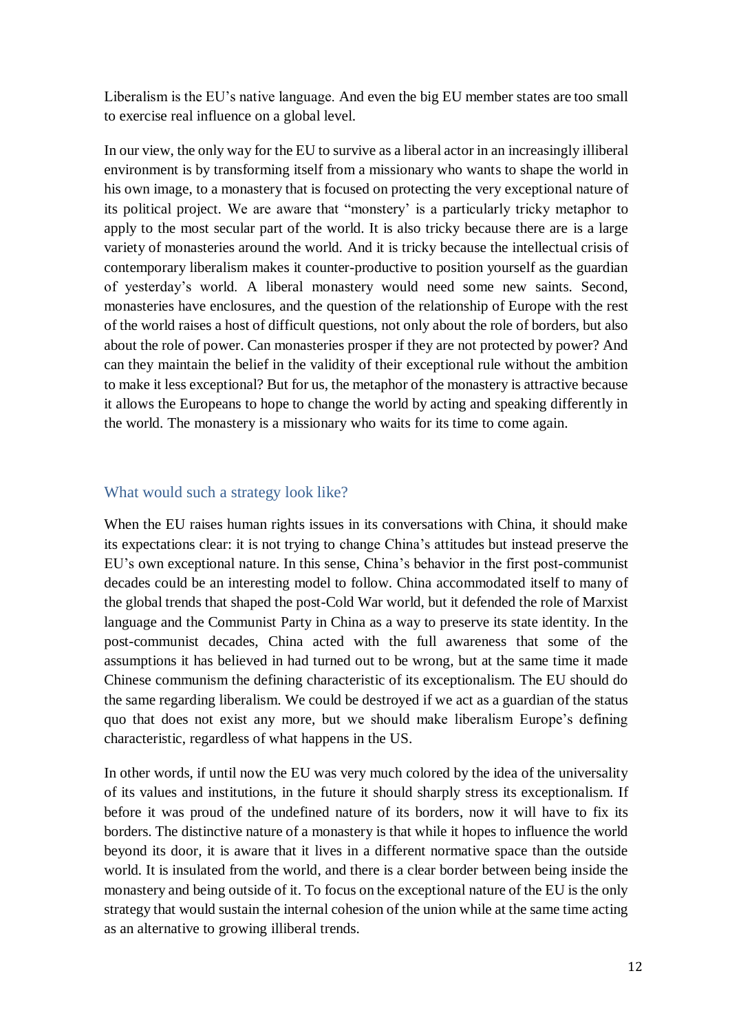Liberalism is the EU's native language. And even the big EU member states are too small to exercise real influence on a global level.

In our view, the only way for the EU to survive as a liberal actor in an increasingly illiberal environment is by transforming itself from a missionary who wants to shape the world in his own image, to a monastery that is focused on protecting the very exceptional nature of its political project. We are aware that "monstery' is a particularly tricky metaphor to apply to the most secular part of the world. It is also tricky because there are is a large variety of monasteries around the world. And it is tricky because the intellectual crisis of contemporary liberalism makes it counter-productive to position yourself as the guardian of yesterday's world. A liberal monastery would need some new saints. Second, monasteries have enclosures, and the question of the relationship of Europe with the rest of the world raises a host of difficult questions, not only about the role of borders, but also about the role of power. Can monasteries prosper if they are not protected by power? And can they maintain the belief in the validity of their exceptional rule without the ambition to make it less exceptional? But for us, the metaphor of the monastery is attractive because it allows the Europeans to hope to change the world by acting and speaking differently in the world. The monastery is a missionary who waits for its time to come again.

## What would such a strategy look like?

When the EU raises human rights issues in its conversations with China, it should make its expectations clear: it is not trying to change China's attitudes but instead preserve the EU's own exceptional nature. In this sense, China's behavior in the first post-communist decades could be an interesting model to follow. China accommodated itself to many of the global trends that shaped the post-Cold War world, but it defended the role of Marxist language and the Communist Party in China as a way to preserve its state identity. In the post-communist decades, China acted with the full awareness that some of the assumptions it has believed in had turned out to be wrong, but at the same time it made Chinese communism the defining characteristic of its exceptionalism. The EU should do the same regarding liberalism. We could be destroyed if we act as a guardian of the status quo that does not exist any more, but we should make liberalism Europe's defining characteristic, regardless of what happens in the US.

In other words, if until now the EU was very much colored by the idea of the universality of its values and institutions, in the future it should sharply stress its exceptionalism. If before it was proud of the undefined nature of its borders, now it will have to fix its borders. The distinctive nature of a monastery is that while it hopes to influence the world beyond its door, it is aware that it lives in a different normative space than the outside world. It is insulated from the world, and there is a clear border between being inside the monastery and being outside of it. To focus on the exceptional nature of the EU is the only strategy that would sustain the internal cohesion of the union while at the same time acting as an alternative to growing illiberal trends.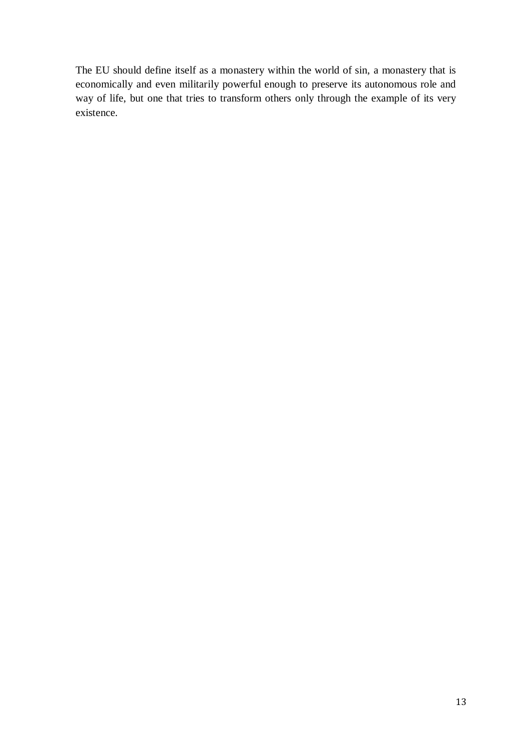The EU should define itself as a monastery within the world of sin, a monastery that is economically and even militarily powerful enough to preserve its autonomous role and way of life, but one that tries to transform others only through the example of its very existence.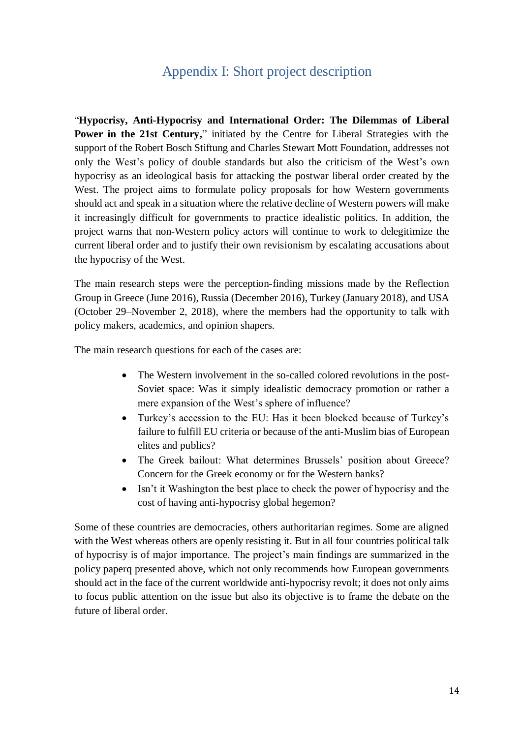# Appendix I: Short project description

"**Hypocrisy, Anti-Hypocrisy and International Order: The Dilemmas of Liberal Power in the 21st Century,**" initiated by the Centre for Liberal Strategies with the support of the Robert Bosch Stiftung and Charles Stewart Mott Foundation, addresses not only the West's policy of double standards but also the criticism of the West's own hypocrisy as an ideological basis for attacking the postwar liberal order created by the West. The project aims to formulate policy proposals for how Western governments should act and speak in a situation where the relative decline of Western powers will make it increasingly difficult for governments to practice idealistic politics. In addition, the project warns that non-Western policy actors will continue to work to delegitimize the current liberal order and to justify their own revisionism by escalating accusations about the hypocrisy of the West.

The main research steps were the perception-finding missions made by the Reflection Group in Greece (June 2016), Russia (December 2016), Turkey (January 2018), and USA (October 29–November 2, 2018), where the members had the opportunity to talk with policy makers, academics, and opinion shapers.

The main research questions for each of the cases are:

- The Western involvement in the so-called colored revolutions in the post-Soviet space: Was it simply idealistic democracy promotion or rather a mere expansion of the West's sphere of influence?
- Turkey's accession to the EU: Has it been blocked because of Turkey's failure to fulfill EU criteria or because of the anti-Muslim bias of European elites and publics?
- The Greek bailout: What determines Brussels' position about Greece? Concern for the Greek economy or for the Western banks?
- Isn't it Washington the best place to check the power of hypocrisy and the cost of having anti-hypocrisy global hegemon?

Some of these countries are democracies, others authoritarian regimes. Some are aligned with the West whereas others are openly resisting it. But in all four countries political talk of hypocrisy is of major importance. The project's main findings are summarized in the policy paperq presented above, which not only recommends how European governments should act in the face of the current worldwide anti-hypocrisy revolt; it does not only aims to focus public attention on the issue but also its objective is to frame the debate on the future of liberal order.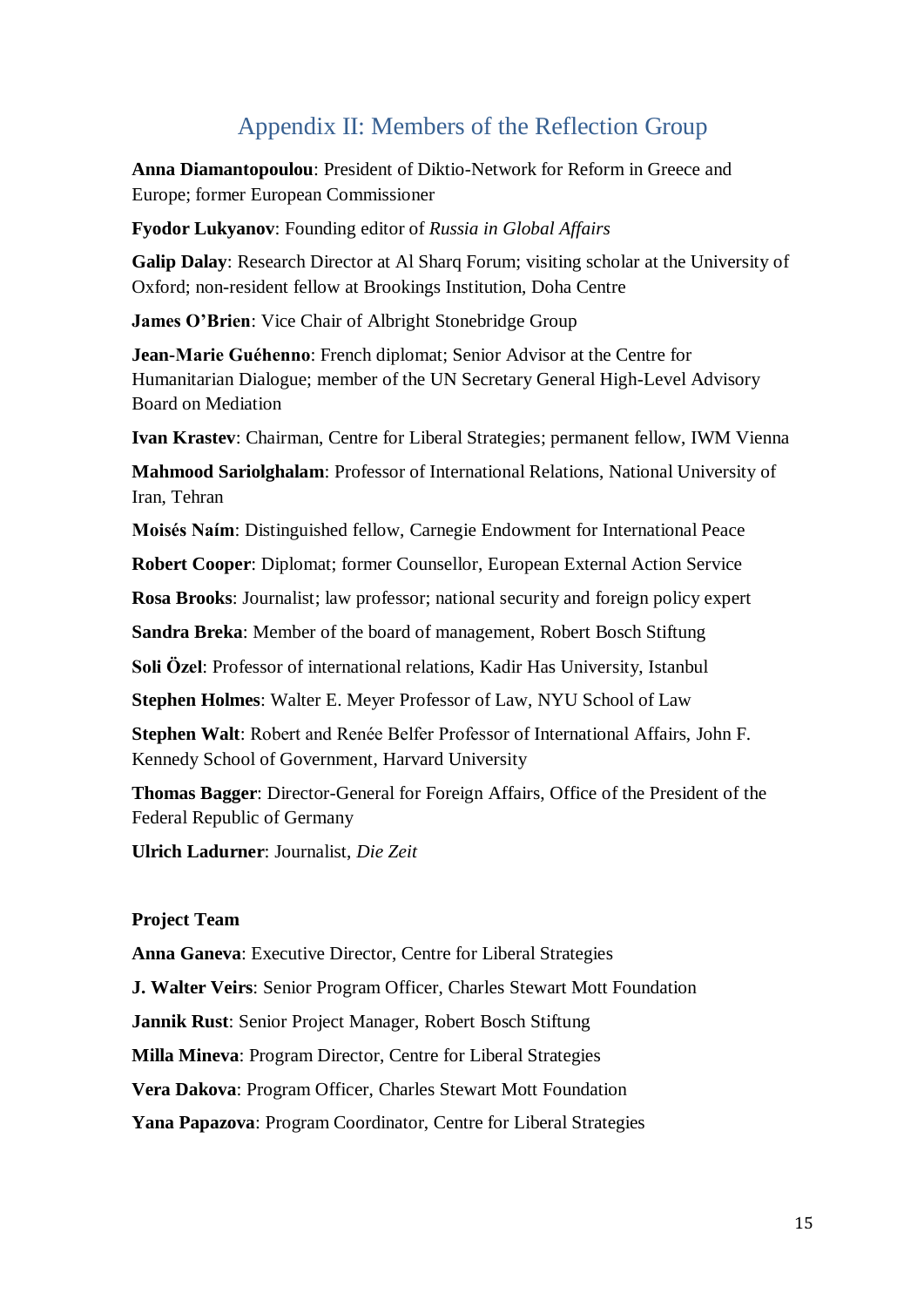## Appendix II: Members of the Reflection Group

**Anna Diamantopoulou**: President of Diktio-Network for Reform in Greece and Europe; former European Commissioner

**Fyodor Lukyanov**: Founding editor of *Russia in Global Affairs*

**Galip Dalay**: Research Director at Al Sharq Forum; visiting scholar at the University of Oxford; non-resident fellow at Brookings Institution, Doha Centre

**James O'Brien**: Vice Chair of Albright Stonebridge Group

**Jean-Marie Guéhenno**: French diplomat; Senior Advisor at the Centre for Humanitarian Dialogue; member of the UN Secretary General High-Level Advisory Board on Mediation

**Ivan Krastev**: Chairman, Centre for Liberal Strategies; permanent fellow, IWM Vienna

**Mahmood Sariolghalam**: Professor of International Relations, National University of Iran, Tehran

**Moisés Naím**: Distinguished fellow, Carnegie Endowment for International Peace

**Robert Cooper**: Diplomat; former Counsellor, European External Action Service

**Rosa Brooks**: Journalist; law professor; national security and foreign policy expert

**Sandra Breka**: Member of the board of management, Robert Bosch Stiftung

**Soli Özel**: Professor of international relations, Kadir Has University, Istanbul

**Stephen Holmes**: Walter E. Meyer Professor of Law, NYU School of Law

**Stephen Walt**: Robert and Renée Belfer Professor of International Affairs, John F. Kennedy School of Government, Harvard University

**Thomas Bagger**: Director-General for Foreign Affairs, Office of the President of the Federal Republic of Germany

**Ulrich Ladurner**: Journalist, *Die Zeit*

**Project Team**

**Anna Ganeva**: Executive Director, Centre for Liberal Strategies

**J. Walter Veirs**: Senior Program Officer, Charles Stewart Mott Foundation

**Jannik Rust**: Senior Project Manager, Robert Bosch Stiftung

**Milla Mineva**: Program Director, Centre for Liberal Strategies

**Vera Dakova**: Program Officer, Charles Stewart Mott Foundation

**Yana Papazova**: Program Coordinator, Centre for Liberal Strategies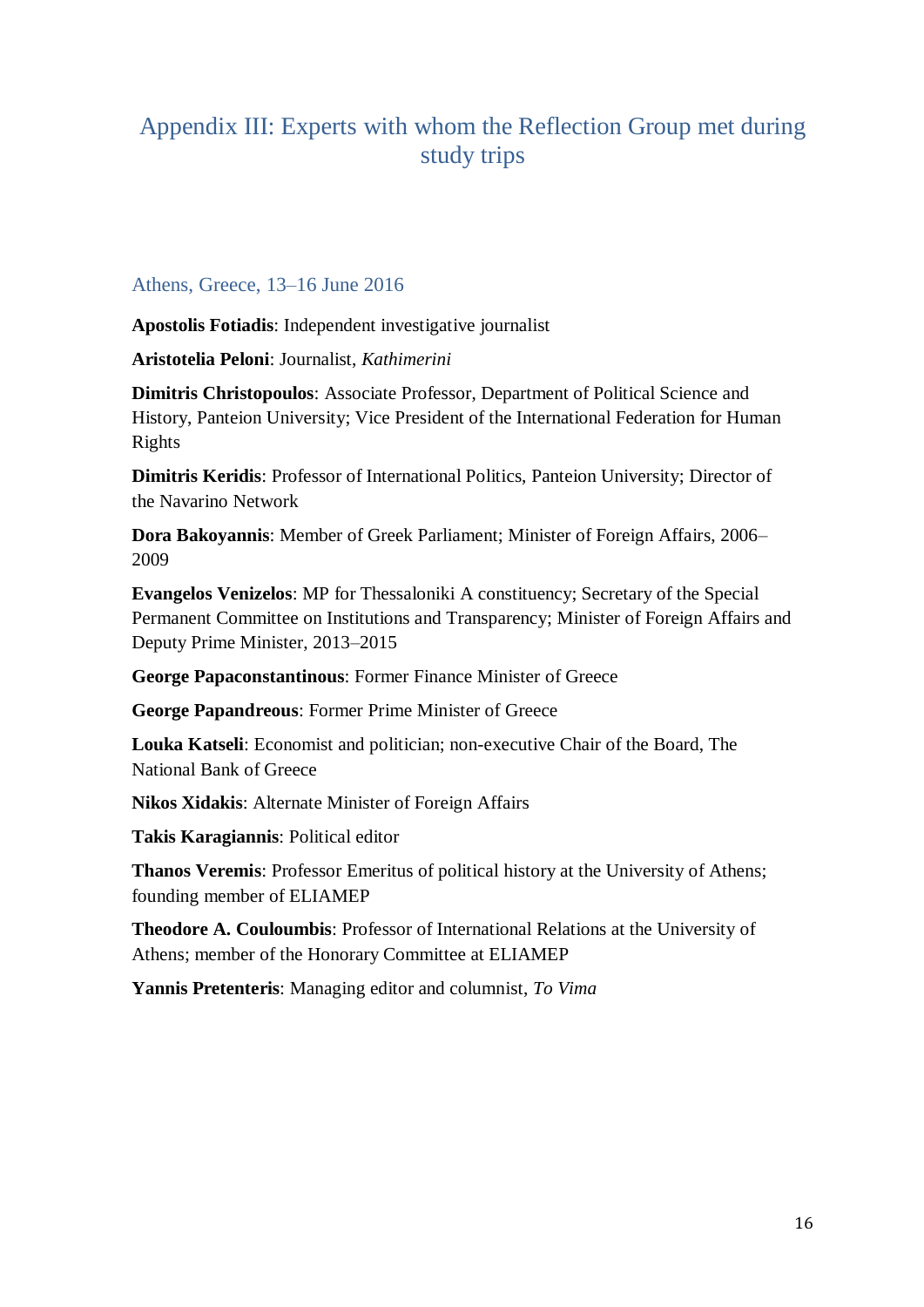# Appendix III: Experts with whom the Reflection Group met during study trips

## Athens, Greece, 13–16 June 2016

**Apostolis Fotiadis**: Independent investigative journalist

**Aristotelia Peloni**: Journalist, *Kathimerini*

**Dimitris Christopoulos**: Associate Professor, Department of Political Science and History, Panteion University; Vice President of the International Federation for Human Rights

**Dimitris Keridis**: Professor of International Politics, Panteion University; Director of the Navarino Network

**Dora Bakoyannis**: Member of Greek Parliament; Minister of Foreign Affairs, 2006–2009

**Evangelos Venizelos**: MP for Thessaloniki A constituency; Secretary of the Special Permanent Committee on Institutions and Transparency; Minister of Foreign Affairs and Deputy Prime Minister, 2013–2015

**George Papaconstantinous**: Former Finance Minister of Greece

**George Papandreous**: Former Prime Minister of Greece

**Louka Katseli**: Economist and politician; non-executive Chair of the Board, The National Bank of Greece

**Nikos Xidakis**: Alternate Minister of Foreign Affairs

**Takis Karagiannis**: Political editor

**Thanos Veremis**: Professor Emeritus of political history at the University of Athens; founding member of ELIAMEP

**Theodore A. Couloumbis**: Professor of International Relations at the University of Athens; member of the Honorary Committee at ELIAMEP

**Yannis Pretenteris**: Managing editor and columnist, *To Vima*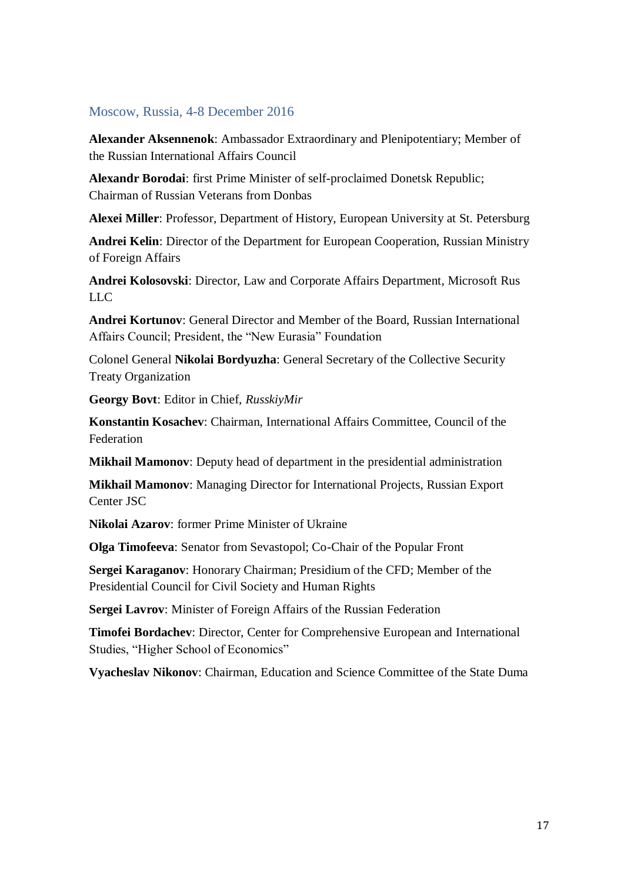## Moscow, Russia, 4-8 December 2016

**Alexander Aksennenok**: Ambassador Extraordinary and Plenipotentiary; Member of the Russian International Affairs Council

**Alexandr Borodai**: first Prime Minister of self-proclaimed Donetsk Republic; Chairman of Russian Veterans from Donbas

**Alexei Miller**: Professor, Department of History, European University at St. Petersburg

**Andrei Kelin**: Director of the Department for European Cooperation, Russian Ministry of Foreign Affairs

**Andrei Kolosovski**: Director, Law and Corporate Affairs Department, Microsoft Rus LLC

**Andrei Kortunov**: General Director and Member of the Board, Russian International Affairs Council; President, the "New Eurasia" Foundation

Colonel General **Nikolai Bordyuzha**: General Secretary of the Collective Security Treaty Organization

**Georgy Bovt**: Editor in Chief, *RusskiyMir*

**Konstantin Kosachev**: Chairman, International Affairs Committee, Council of the Federation

**Mikhail Mamonov**: Deputy head of department in the presidential administration

**Mikhail Mamonov**: Managing Director for International Projects, Russian Export Center JSC

**Nikolai Azarov**: former Prime Minister of Ukraine

**Olga Timofeeva**: Senator from Sevastopol; Co-Chair of the Popular Front

**Sergei Karaganov**: Honorary Chairman; Presidium of the CFD; Member of the Presidential Council for Civil Society and Human Rights

**Sergei Lavrov**: Minister of Foreign Affairs of the Russian Federation

**Timofei Bordachev**: Director, Center for Comprehensive European and International Studies, "Higher School of Economics"

**Vyacheslav Nikonov**: Chairman, Education and Science Committee of the State Duma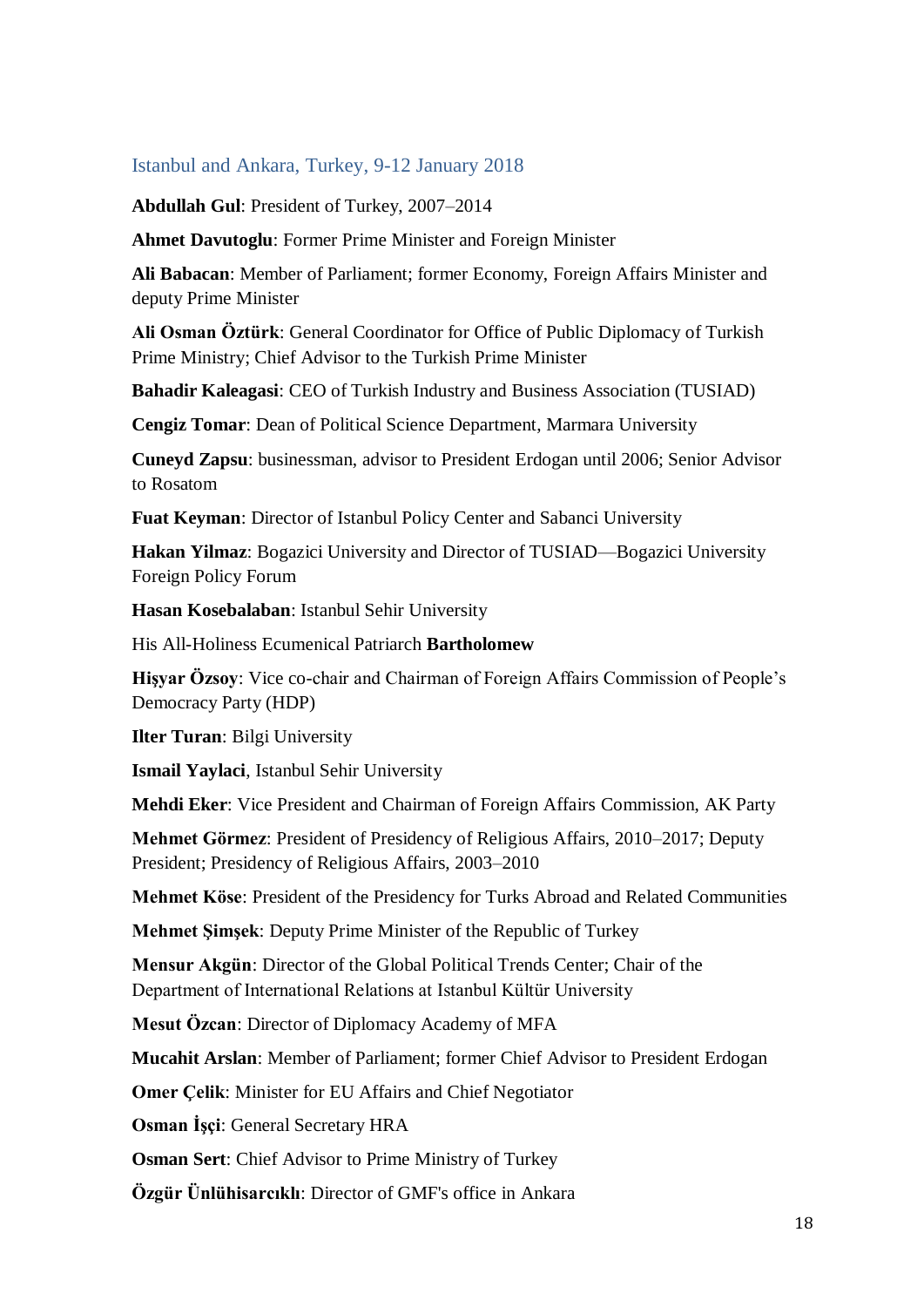### Istanbul and Ankara, Turkey, 9-12 January 2018

**Abdullah Gul**: President of Turkey, 2007–2014

**Ahmet Davutoglu**: Former Prime Minister and Foreign Minister

**Ali Babacan**: Member of Parliament; former Economy, Foreign Affairs Minister and deputy Prime Minister

**Ali Osman Öztürk**: General Coordinator for Office of Public Diplomacy of Turkish Prime Ministry; Chief Advisor to the Turkish Prime Minister

**Bahadir Kaleagasi**: CEO of Turkish Industry and Business Association (TUSIAD)

**Cengiz Tomar**: Dean of Political Science Department, Marmara University

**Cuneyd Zapsu**: businessman, advisor to President Erdogan until 2006; Senior Advisor to Rosatom

**Fuat Keyman**: Director of Istanbul Policy Center and Sabanci University

**Hakan Yilmaz**: Bogazici University and Director of TUSIAD—Bogazici University Foreign Policy Forum

**Hasan Kosebalaban**: Istanbul Sehir University

His All-Holiness Ecumenical Patriarch **Bartholomew**

**Hişyar Özsoy**: Vice co-chair and Chairman of Foreign Affairs Commission of People's Democracy Party (HDP)

**Ilter Turan**: Bilgi University

**Ismail Yaylaci**, Istanbul Sehir University

**Mehdi Eker**: Vice President and Chairman of Foreign Affairs Commission, AK Party

**Mehmet Görmez**: President of Presidency of Religious Affairs, 2010–2017; Deputy President; Presidency of Religious Affairs, 2003–2010

**Mehmet Köse**: President of the Presidency for Turks Abroad and Related Communities

**Mehmet Şimşek**: Deputy Prime Minister of the Republic of Turkey

**Mensur Akgün**: Director of the Global Political Trends Center; Chair of the Department of International Relations at Istanbul Kültür University

**Mesut Özcan**: Director of Diplomacy Academy of MFA

**Mucahit Arslan**: Member of Parliament; former Chief Advisor to President Erdogan

**Omer Çelik**: Minister for EU Affairs and Chief Negotiator

**Osman İşçi**: General Secretary HRA

**Osman Sert**: Chief Advisor to Prime Ministry of Turkey

**Özgür Ünlühisarcıklı**: Director of GMF's office in Ankara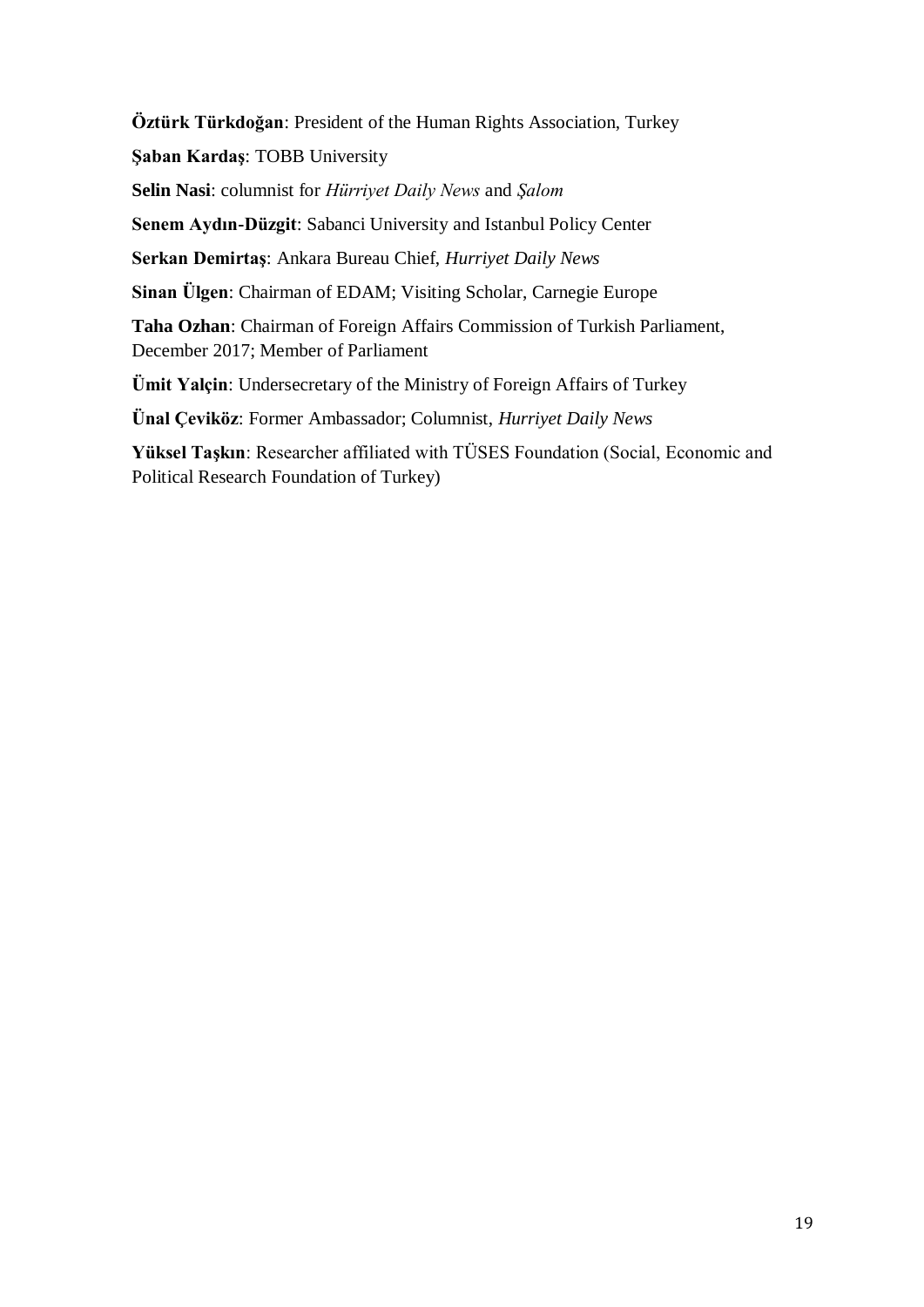**Öztürk Türkdoğan**: President of the Human Rights Association, Turkey

**Şaban Kardaş**: TOBB University

**Selin Nasi**: columnist for *Hürriyet Daily News* and *Şalom*

**Senem Aydın-Düzgit**: Sabanci University and Istanbul Policy Center

**Serkan Demirtaş**: Ankara Bureau Chief, *Hurriyet Daily News*

**Sinan Ülgen**: Chairman of EDAM; Visiting Scholar, Carnegie Europe

**Taha Ozhan**: Chairman of Foreign Affairs Commission of Turkish Parliament, December 2017; Member of Parliament

**Ümit Yalçin**: Undersecretary of the Ministry of Foreign Affairs of Turkey

**Ünal Çeviköz**: Former Ambassador; Columnist, *Hurriyet Daily News*

**Yüksel Taşkın**: Researcher affiliated with TÜSES Foundation (Social, Economic and Political Research Foundation of Turkey)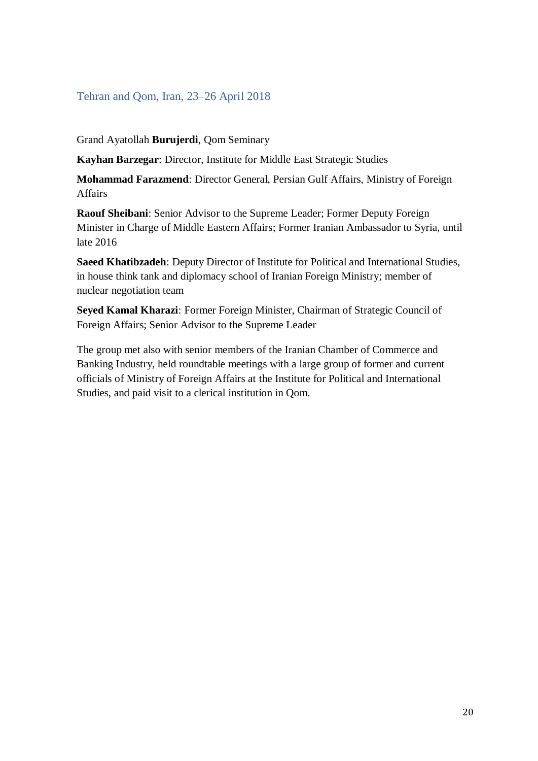### Tehran and Qom, Iran, 23–26 April 2018

Grand Ayatollah **Burujerdi**, Qom Seminary

**Kayhan Barzegar**: Director, Institute for Middle East Strategic Studies

**Mohammad Farazmend**: Director General, Persian Gulf Affairs, Ministry of Foreign Affairs

**Raouf Sheibani**: Senior Advisor to the Supreme Leader; Former Deputy Foreign Minister in Charge of Middle Eastern Affairs; Former Iranian Ambassador to Syria, until late 2016

**Saeed Khatibzadeh**: Deputy Director of Institute for Political and International Studies, in house think tank and diplomacy school of Iranian Foreign Ministry; member of nuclear negotiation team

**Seyed Kamal Kharazi**: Former Foreign Minister, Chairman of Strategic Council of Foreign Affairs; Senior Advisor to the Supreme Leader

The group met also with senior members of the Iranian Chamber of Commerce and Banking Industry, held roundtable meetings with a large group of former and current officials of Ministry of Foreign Affairs at the Institute for Political and International Studies, and paid visit to a clerical institution in Qom.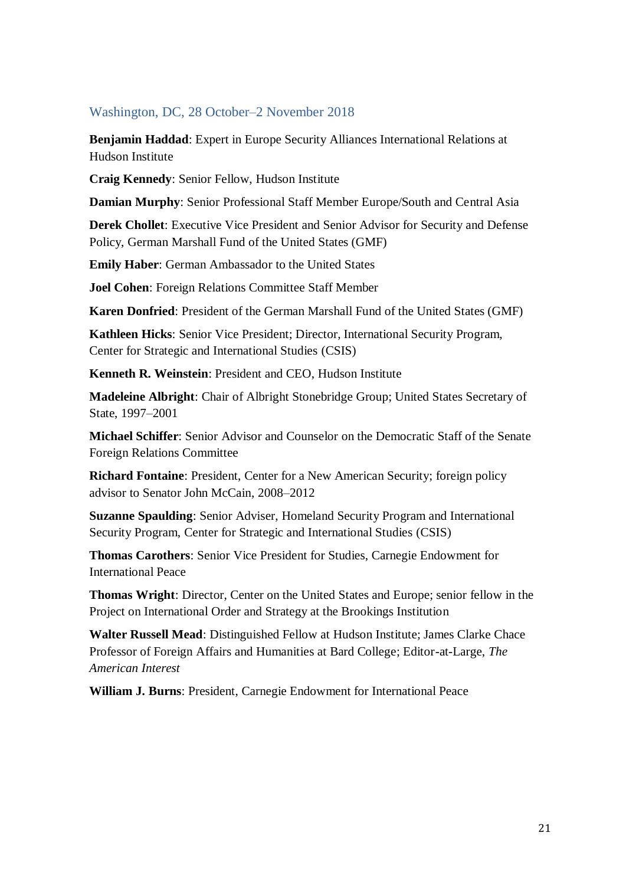### Washington, DC, 28 October–2 November 2018

**Benjamin Haddad**: Expert in Europe Security Alliances International Relations at Hudson Institute

**Craig Kennedy**: Senior Fellow, Hudson Institute

**Damian Murphy**: Senior Professional Staff Member Europe/South and Central Asia

**Derek Chollet**: Executive Vice President and Senior Advisor for Security and Defense Policy, German Marshall Fund of the United States (GMF)

**Emily Haber**: German Ambassador to the United States

**Joel Cohen**: Foreign Relations Committee Staff Member

**Karen Donfried**: President of the German Marshall Fund of the United States (GMF)

**Kathleen Hicks**: Senior Vice President; Director, International Security Program, Center for Strategic and International Studies (CSIS)

**Kenneth R. Weinstein**: President and CEO, Hudson Institute

**Madeleine Albright**: Chair of Albright Stonebridge Group; United States Secretary of State, 1997–2001

**Michael Schiffer**: Senior Advisor and Counselor on the Democratic Staff of the Senate Foreign Relations Committee

**Richard Fontaine**: President, Center for a New American Security; foreign policy advisor to Senator John McCain, 2008–2012

**Suzanne Spaulding**: Senior Adviser, Homeland Security Program and International Security Program, Center for Strategic and International Studies (CSIS)

**Thomas Carothers**: Senior Vice President for Studies, Carnegie Endowment for International Peace

**Thomas Wright**: Director, Center on the United States and Europe; senior fellow in the Project on International Order and Strategy at the Brookings Institution

**Walter Russell Mead**: Distinguished Fellow at Hudson Institute; James Clarke Chace Professor of Foreign Affairs and Humanities at Bard College; Editor-at-Large, *The American Interest*

**William J. Burns**: President, Carnegie Endowment for International Peace